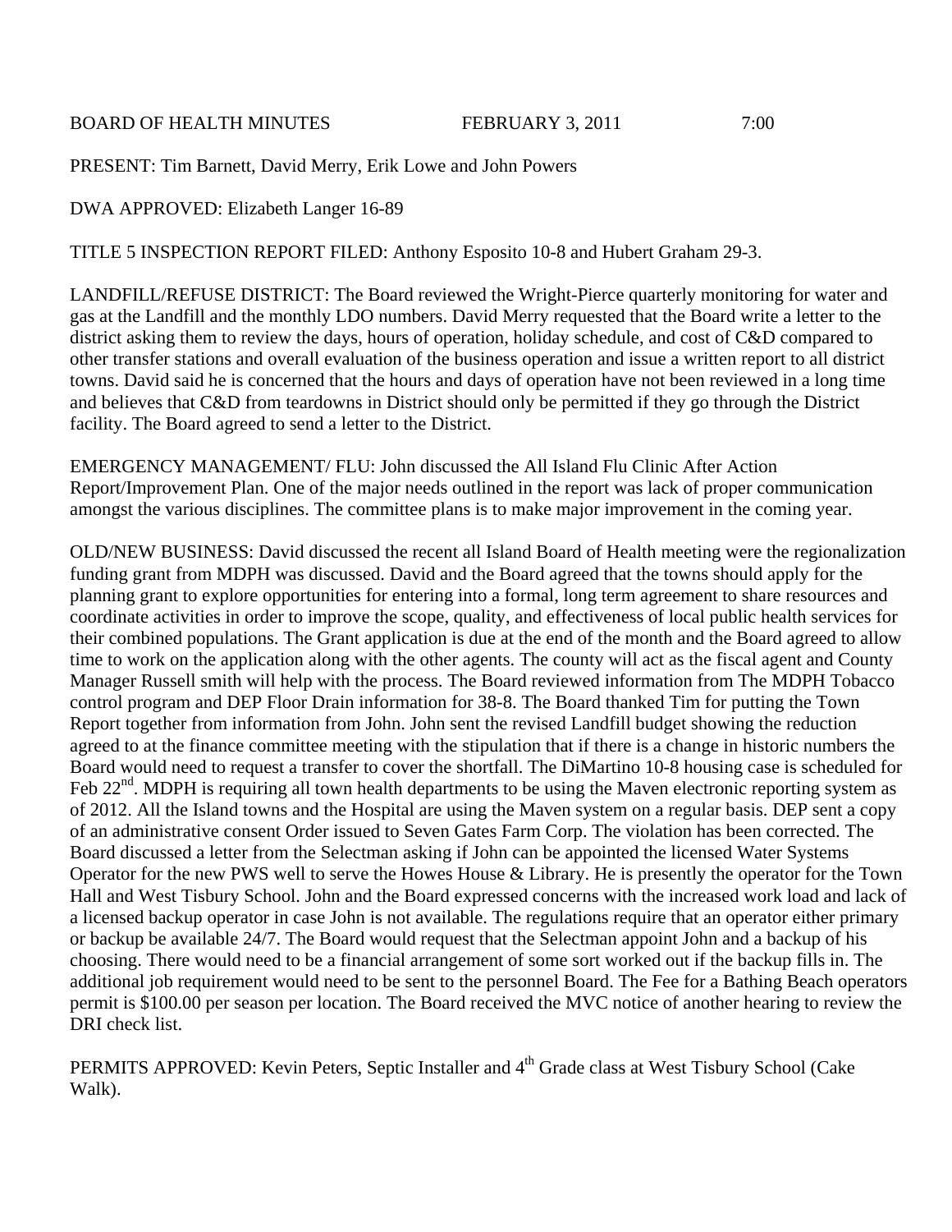BOARD OF HEALTH MINUTES FEBRUARY 3, 2011 7:00

PRESENT: Tim Barnett, David Merry, Erik Lowe and John Powers

DWA APPROVED: Elizabeth Langer 16-89

TITLE 5 INSPECTION REPORT FILED: Anthony Esposito 10-8 and Hubert Graham 29-3.

LANDFILL/REFUSE DISTRICT: The Board reviewed the Wright-Pierce quarterly monitoring for water and gas at the Landfill and the monthly LDO numbers. David Merry requested that the Board write a letter to the district asking them to review the days, hours of operation, holiday schedule, and cost of C&D compared to other transfer stations and overall evaluation of the business operation and issue a written report to all district towns. David said he is concerned that the hours and days of operation have not been reviewed in a long time and believes that C&D from teardowns in District should only be permitted if they go through the District facility. The Board agreed to send a letter to the District.

EMERGENCY MANAGEMENT/ FLU: John discussed the All Island Flu Clinic After Action Report/Improvement Plan. One of the major needs outlined in the report was lack of proper communication amongst the various disciplines. The committee plans is to make major improvement in the coming year.

OLD/NEW BUSINESS: David discussed the recent all Island Board of Health meeting were the regionalization funding grant from MDPH was discussed. David and the Board agreed that the towns should apply for the planning grant to explore opportunities for entering into a formal, long term agreement to share resources and coordinate activities in order to improve the scope, quality, and effectiveness of local public health services for their combined populations. The Grant application is due at the end of the month and the Board agreed to allow time to work on the application along with the other agents. The county will act as the fiscal agent and County Manager Russell smith will help with the process. The Board reviewed information from The MDPH Tobacco control program and DEP Floor Drain information for 38-8. The Board thanked Tim for putting the Town Report together from information from John. John sent the revised Landfill budget showing the reduction agreed to at the finance committee meeting with the stipulation that if there is a change in historic numbers the Board would need to request a transfer to cover the shortfall. The DiMartino 10-8 housing case is scheduled for Feb 22nd. MDPH is requiring all town health departments to be using the Maven electronic reporting system as of 2012. All the Island towns and the Hospital are using the Maven system on a regular basis. DEP sent a copy of an administrative consent Order issued to Seven Gates Farm Corp. The violation has been corrected. The Board discussed a letter from the Selectman asking if John can be appointed the licensed Water Systems Operator for the new PWS well to serve the Howes House & Library. He is presently the operator for the Town Hall and West Tisbury School. John and the Board expressed concerns with the increased work load and lack of a licensed backup operator in case John is not available. The regulations require that an operator either primary or backup be available 24/7. The Board would request that the Selectman appoint John and a backup of his choosing. There would need to be a financial arrangement of some sort worked out if the backup fills in. The additional job requirement would need to be sent to the personnel Board. The Fee for a Bathing Beach operators permit is $100.00 per season per location. The Board received the MVC notice of another hearing to review the DRI check list.

PERMITS APPROVED: Kevin Peters, Septic Installer and 4th Grade class at West Tisbury School (Cake Walk).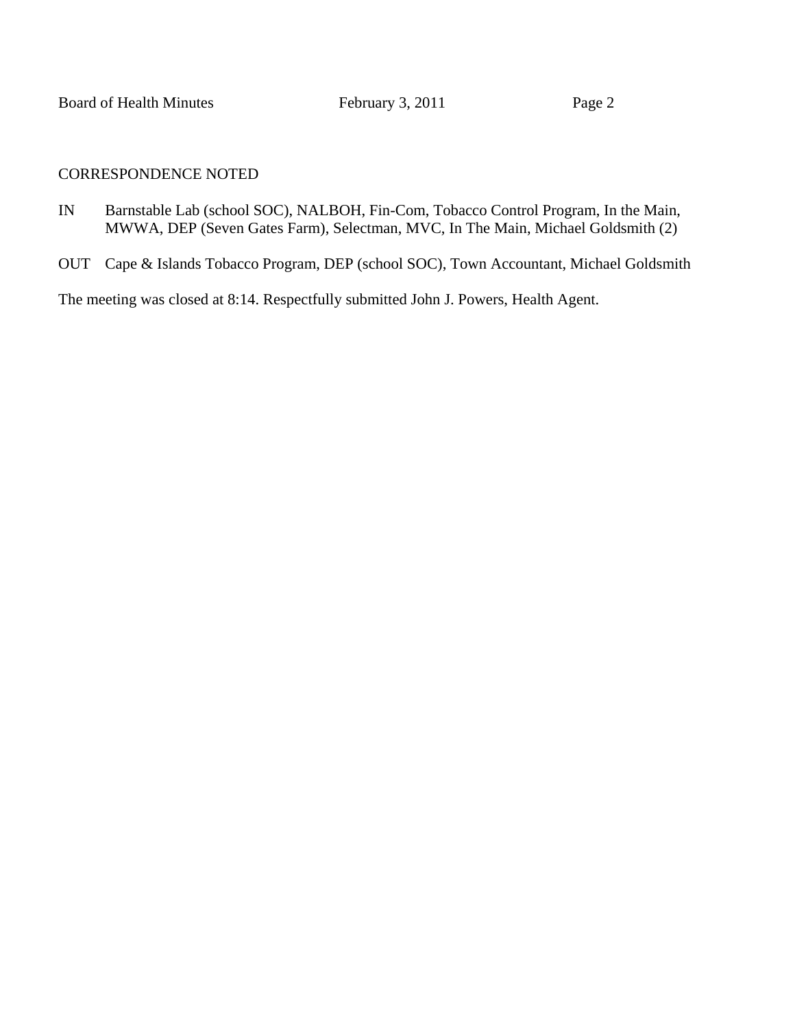CORRESPONDENCE NOTED

IN Barnstable Lab (school SOC), NALBOH, Fin-Com, Tobacco Control Program, In the Main, MWWA, DEP (Seven Gates Farm), Selectman, MVC, In The Main, Michael Goldsmith (2)

OUT Cape & Islands Tobacco Program, DEP (school SOC), Town Accountant, Michael Goldsmith

The meeting was closed at 8:14. Respectfully submitted John J. Powers, Health Agent.